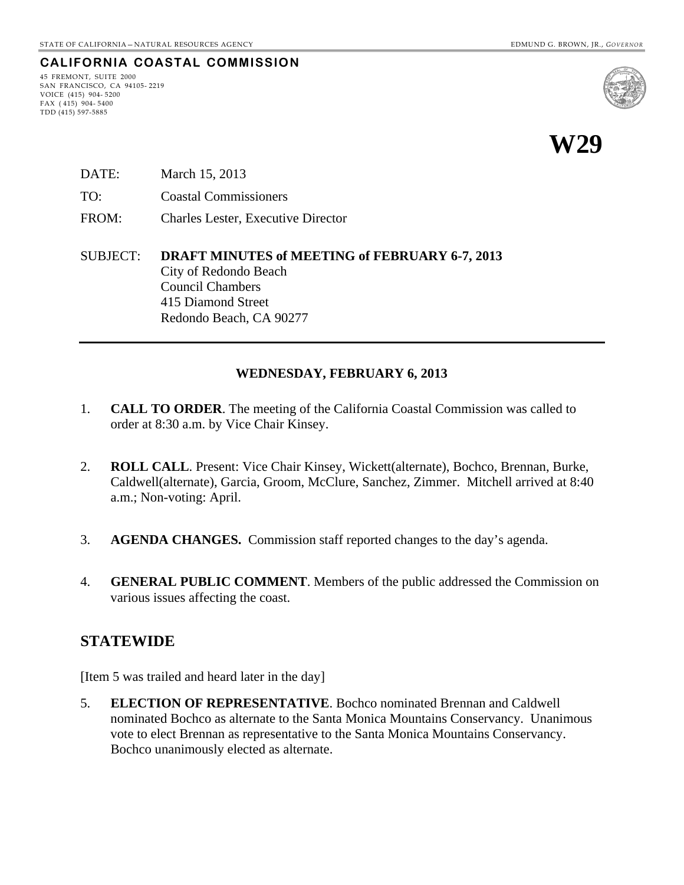STATE OF CALIFORNIA – NATURAL RESOURCES AGENCY EDMUND G. BROWN, JR., *GOVERNOR*

**CALIFORNIA COASTAL COMMISSION**

45 FREMONT, SUITE 2000
SAN FRANCISCO, CA 94105-2219
VOICE (415) 904-5200
FAX (415) 904-5400
TDD (415) 597-5885

# W29

DATE: March 15, 2013

TO: Coastal Commissioners

FROM: Charles Lester, Executive Director

SUBJECT: **DRAFT MINUTES of MEETING of FEBRUARY 6-7, 2013**
City of Redondo Beach
Council Chambers
415 Diamond Street
Redondo Beach, CA 90277

---

**WEDNESDAY, FEBRUARY 6, 2013**

1. **CALL TO ORDER**. The meeting of the California Coastal Commission was called to order at 8:30 a.m. by Vice Chair Kinsey.

2. **ROLL CALL**. Present: Vice Chair Kinsey, Wickett(alternate), Bochco, Brennan, Burke, Caldwell(alternate), Garcia, Groom, McClure, Sanchez, Zimmer. Mitchell arrived at 8:40 a.m.; Non-voting: April.

3. **AGENDA CHANGES.** Commission staff reported changes to the day's agenda.

4. **GENERAL PUBLIC COMMENT**. Members of the public addressed the Commission on various issues affecting the coast.

## STATEWIDE

[Item 5 was trailed and heard later in the day]

5. **ELECTION OF REPRESENTATIVE**. Bochco nominated Brennan and Caldwell nominated Bochco as alternate to the Santa Monica Mountains Conservancy. Unanimous vote to elect Brennan as representative to the Santa Monica Mountains Conservancy. Bochco unanimously elected as alternate.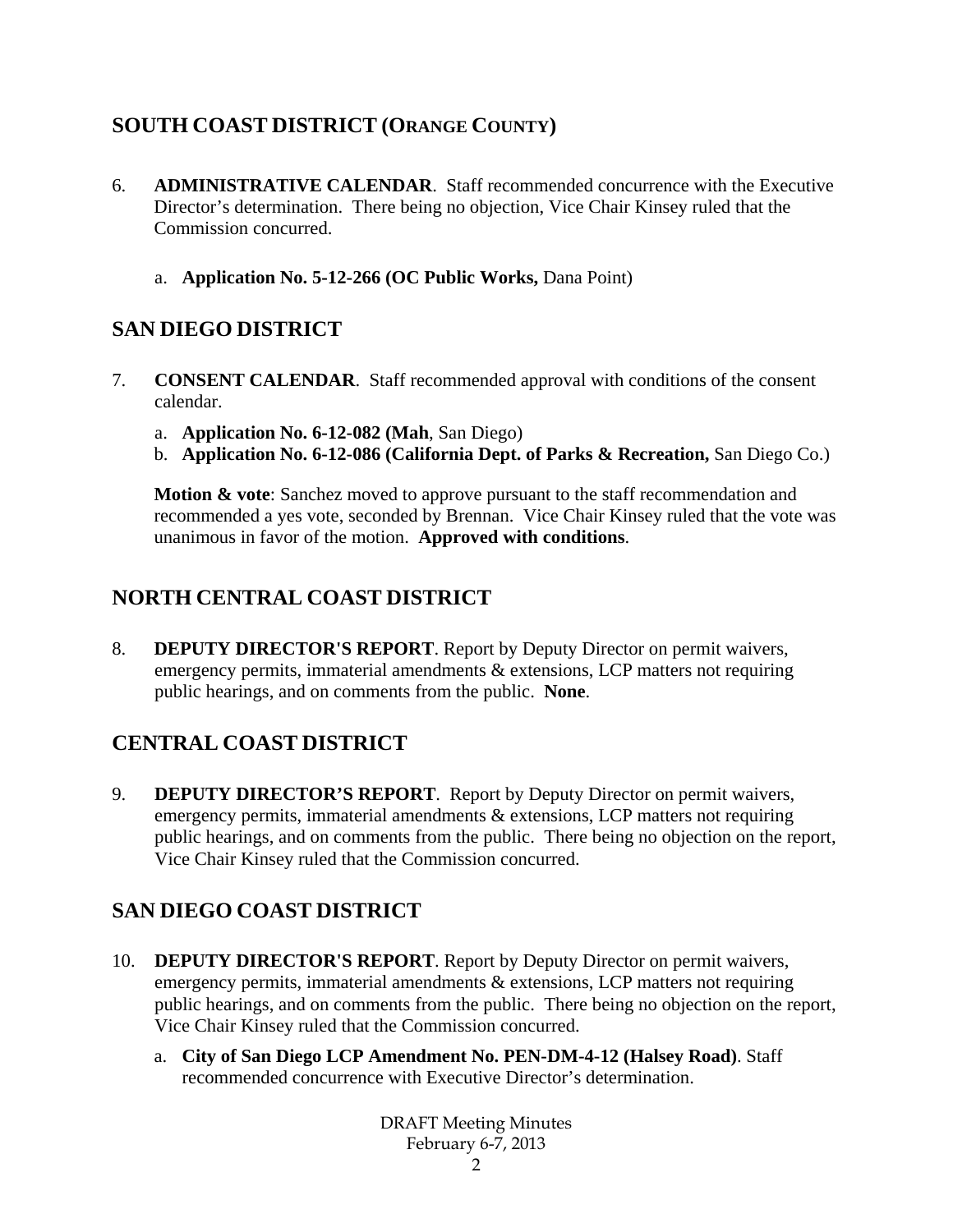## SOUTH COAST DISTRICT (ORANGE COUNTY)

6. **ADMINISTRATIVE CALENDAR**. Staff recommended concurrence with the Executive Director's determination. There being no objection, Vice Chair Kinsey ruled that the Commission concurred.

   a. **Application No. 5-12-266 (OC Public Works,** Dana Point)

## SAN DIEGO DISTRICT

7. **CONSENT CALENDAR**. Staff recommended approval with conditions of the consent calendar.

   a. **Application No. 6-12-082 (Mah**, San Diego)
   b. **Application No. 6-12-086 (California Dept. of Parks & Recreation,** San Diego Co.)

   **Motion & vote**: Sanchez moved to approve pursuant to the staff recommendation and recommended a yes vote, seconded by Brennan. Vice Chair Kinsey ruled that the vote was unanimous in favor of the motion. **Approved with conditions**.

## NORTH CENTRAL COAST DISTRICT

8. **DEPUTY DIRECTOR'S REPORT**. Report by Deputy Director on permit waivers, emergency permits, immaterial amendments & extensions, LCP matters not requiring public hearings, and on comments from the public. **None**.

## CENTRAL COAST DISTRICT

9. **DEPUTY DIRECTOR'S REPORT**. Report by Deputy Director on permit waivers, emergency permits, immaterial amendments & extensions, LCP matters not requiring public hearings, and on comments from the public. There being no objection on the report, Vice Chair Kinsey ruled that the Commission concurred.

## SAN DIEGO COAST DISTRICT

10. **DEPUTY DIRECTOR'S REPORT**. Report by Deputy Director on permit waivers, emergency permits, immaterial amendments & extensions, LCP matters not requiring public hearings, and on comments from the public. There being no objection on the report, Vice Chair Kinsey ruled that the Commission concurred.

    a. **City of San Diego LCP Amendment No. PEN-DM-4-12 (Halsey Road)**. Staff recommended concurrence with Executive Director's determination.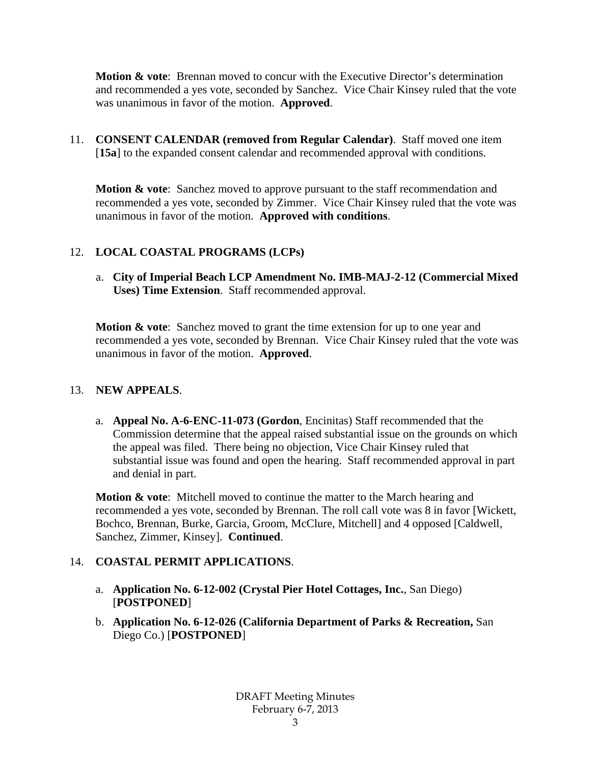**Motion & vote**: Brennan moved to concur with the Executive Director's determination and recommended a yes vote, seconded by Sanchez. Vice Chair Kinsey ruled that the vote was unanimous in favor of the motion. **Approved**.

11. **CONSENT CALENDAR (removed from Regular Calendar)**. Staff moved one item [**15a**] to the expanded consent calendar and recommended approval with conditions.

**Motion & vote**: Sanchez moved to approve pursuant to the staff recommendation and recommended a yes vote, seconded by Zimmer. Vice Chair Kinsey ruled that the vote was unanimous in favor of the motion. **Approved with conditions**.

12. **LOCAL COASTAL PROGRAMS (LCPs)**

    a. **City of Imperial Beach LCP Amendment No. IMB-MAJ-2-12 (Commercial Mixed Uses) Time Extension**. Staff recommended approval.

**Motion & vote**: Sanchez moved to grant the time extension for up to one year and recommended a yes vote, seconded by Brennan. Vice Chair Kinsey ruled that the vote was unanimous in favor of the motion. **Approved**.

13. **NEW APPEALS**.

    a. **Appeal No. A-6-ENC-11-073 (Gordon**, Encinitas) Staff recommended that the Commission determine that the appeal raised substantial issue on the grounds on which the appeal was filed. There being no objection, Vice Chair Kinsey ruled that substantial issue was found and open the hearing. Staff recommended approval in part and denial in part.

**Motion & vote**: Mitchell moved to continue the matter to the March hearing and recommended a yes vote, seconded by Brennan. The roll call vote was 8 in favor [Wickett, Bochco, Brennan, Burke, Garcia, Groom, McClure, Mitchell] and 4 opposed [Caldwell, Sanchez, Zimmer, Kinsey]. **Continued**.

14. **COASTAL PERMIT APPLICATIONS**.

    a. **Application No. 6-12-002 (Crystal Pier Hotel Cottages, Inc.**, San Diego) [**POSTPONED**]

    b. **Application No. 6-12-026 (California Department of Parks & Recreation,** San Diego Co.) [**POSTPONED**]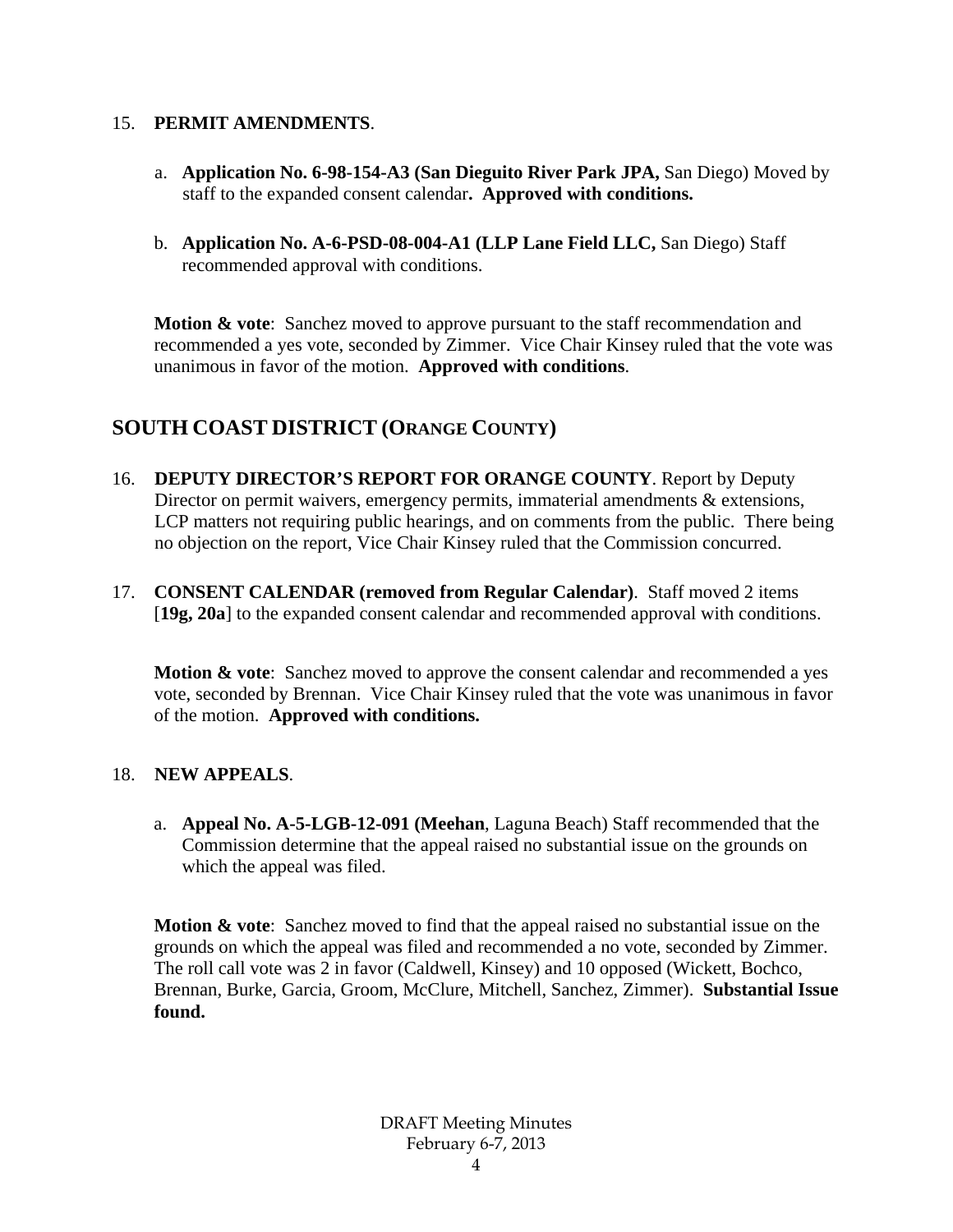15. **PERMIT AMENDMENTS**.

    a. **Application No. 6-98-154-A3 (San Dieguito River Park JPA,** San Diego) Moved by staff to the expanded consent calendar**. Approved with conditions.**

    b. **Application No. A-6-PSD-08-004-A1 (LLP Lane Field LLC,** San Diego) Staff recommended approval with conditions.

    **Motion & vote**: Sanchez moved to approve pursuant to the staff recommendation and recommended a yes vote, seconded by Zimmer. Vice Chair Kinsey ruled that the vote was unanimous in favor of the motion. **Approved with conditions**.

## SOUTH COAST DISTRICT (ORANGE COUNTY)

16. **DEPUTY DIRECTOR'S REPORT FOR ORANGE COUNTY**. Report by Deputy Director on permit waivers, emergency permits, immaterial amendments & extensions, LCP matters not requiring public hearings, and on comments from the public. There being no objection on the report, Vice Chair Kinsey ruled that the Commission concurred.

17. **CONSENT CALENDAR (removed from Regular Calendar)**. Staff moved 2 items [**19g, 20a**] to the expanded consent calendar and recommended approval with conditions.

    **Motion & vote**: Sanchez moved to approve the consent calendar and recommended a yes vote, seconded by Brennan. Vice Chair Kinsey ruled that the vote was unanimous in favor of the motion. **Approved with conditions.**

18. **NEW APPEALS**.

    a. **Appeal No. A-5-LGB-12-091 (Meehan**, Laguna Beach) Staff recommended that the Commission determine that the appeal raised no substantial issue on the grounds on which the appeal was filed.

    **Motion & vote**: Sanchez moved to find that the appeal raised no substantial issue on the grounds on which the appeal was filed and recommended a no vote, seconded by Zimmer. The roll call vote was 2 in favor (Caldwell, Kinsey) and 10 opposed (Wickett, Bochco, Brennan, Burke, Garcia, Groom, McClure, Mitchell, Sanchez, Zimmer). **Substantial Issue found.**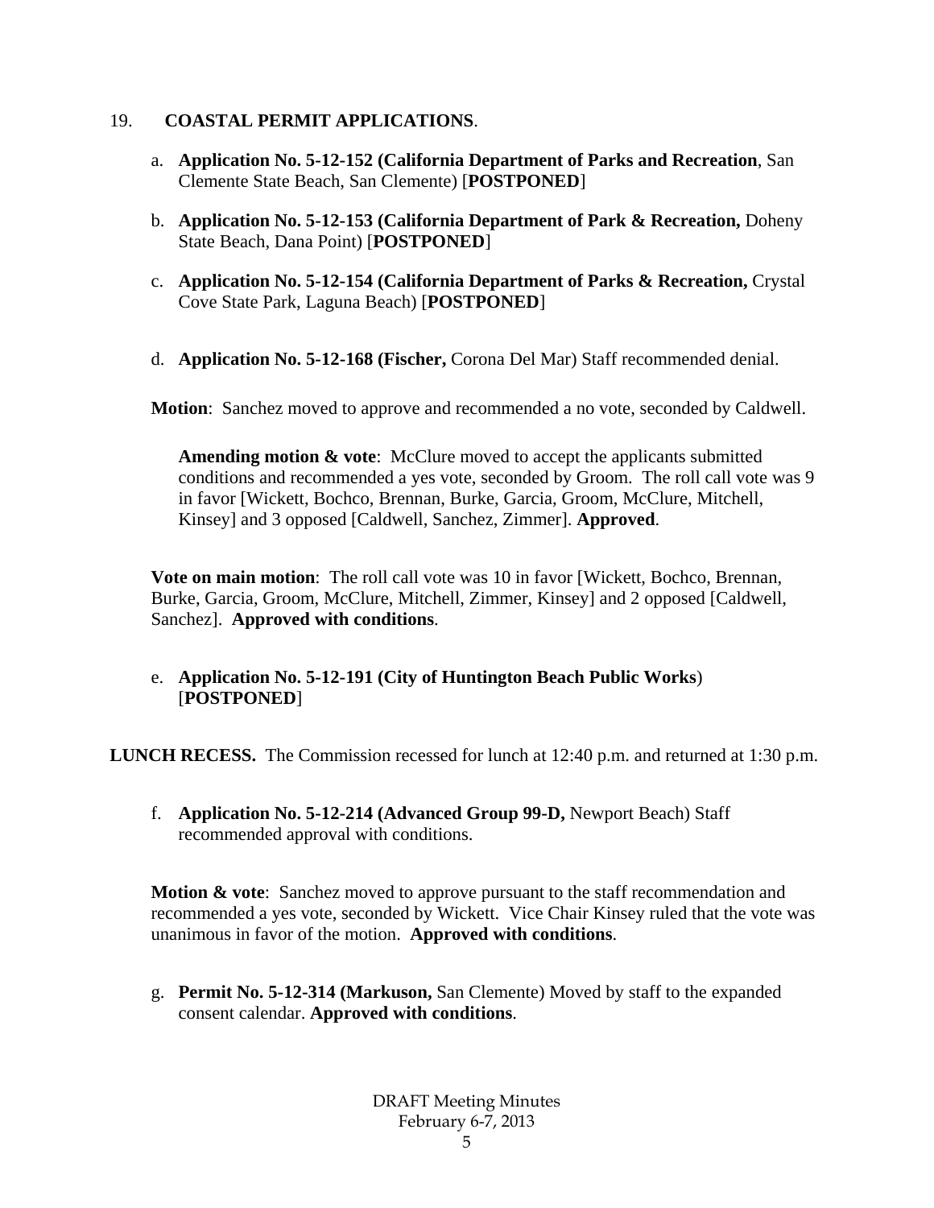19. **COASTAL PERMIT APPLICATIONS**.

a. **Application No. 5-12-152 (California Department of Parks and Recreation**, San Clemente State Beach, San Clemente) [**POSTPONED**]

b. **Application No. 5-12-153 (California Department of Park & Recreation,** Doheny State Beach, Dana Point) [**POSTPONED**]

c. **Application No. 5-12-154 (California Department of Parks & Recreation,** Crystal Cove State Park, Laguna Beach) [**POSTPONED**]

d. **Application No. 5-12-168 (Fischer,** Corona Del Mar) Staff recommended denial.

**Motion**: Sanchez moved to approve and recommended a no vote, seconded by Caldwell.

**Amending motion & vote**: McClure moved to accept the applicants submitted conditions and recommended a yes vote, seconded by Groom. The roll call vote was 9 in favor [Wickett, Bochco, Brennan, Burke, Garcia, Groom, McClure, Mitchell, Kinsey] and 3 opposed [Caldwell, Sanchez, Zimmer]. **Approved**.

**Vote on main motion**: The roll call vote was 10 in favor [Wickett, Bochco, Brennan, Burke, Garcia, Groom, McClure, Mitchell, Zimmer, Kinsey] and 2 opposed [Caldwell, Sanchez]. **Approved with conditions**.

e. **Application No. 5-12-191 (City of Huntington Beach Public Works**) [**POSTPONED**]

**LUNCH RECESS.** The Commission recessed for lunch at 12:40 p.m. and returned at 1:30 p.m.

f. **Application No. 5-12-214 (Advanced Group 99-D,** Newport Beach) Staff recommended approval with conditions.

**Motion & vote**: Sanchez moved to approve pursuant to the staff recommendation and recommended a yes vote, seconded by Wickett. Vice Chair Kinsey ruled that the vote was unanimous in favor of the motion. **Approved with conditions**.

g. **Permit No. 5-12-314 (Markuson,** San Clemente) Moved by staff to the expanded consent calendar. **Approved with conditions**.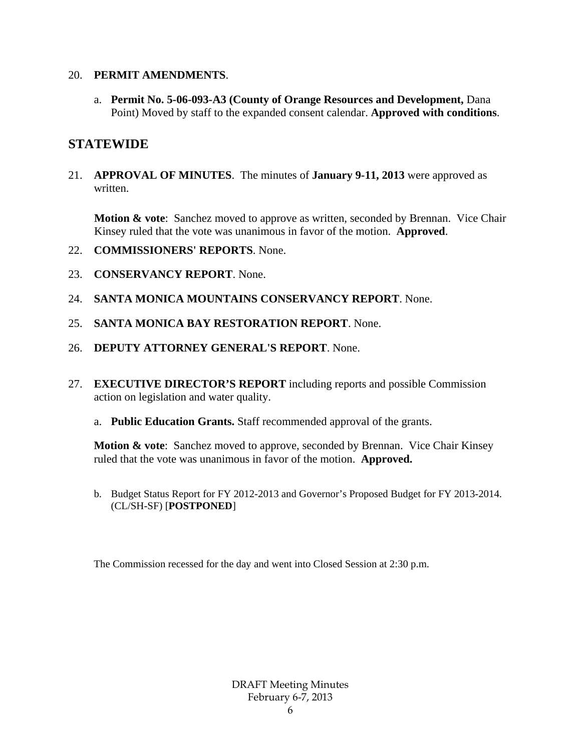20. **PERMIT AMENDMENTS**.

    a. **Permit No. 5-06-093-A3 (County of Orange Resources and Development,** Dana Point) Moved by staff to the expanded consent calendar. **Approved with conditions**.

## STATEWIDE

21. **APPROVAL OF MINUTES**. The minutes of **January 9-11, 2013** were approved as written.

    **Motion & vote**: Sanchez moved to approve as written, seconded by Brennan. Vice Chair Kinsey ruled that the vote was unanimous in favor of the motion. **Approved**.

22. **COMMISSIONERS' REPORTS**. None.

23. **CONSERVANCY REPORT**. None.

24. **SANTA MONICA MOUNTAINS CONSERVANCY REPORT**. None.

25. **SANTA MONICA BAY RESTORATION REPORT**. None.

26. **DEPUTY ATTORNEY GENERAL'S REPORT**. None.

27. **EXECUTIVE DIRECTOR'S REPORT** including reports and possible Commission action on legislation and water quality.

    a. **Public Education Grants.** Staff recommended approval of the grants.

    **Motion & vote**: Sanchez moved to approve, seconded by Brennan. Vice Chair Kinsey ruled that the vote was unanimous in favor of the motion. **Approved.**

    b. Budget Status Report for FY 2012-2013 and Governor's Proposed Budget for FY 2013-2014. (CL/SH-SF) [**POSTPONED**]

The Commission recessed for the day and went into Closed Session at 2:30 p.m.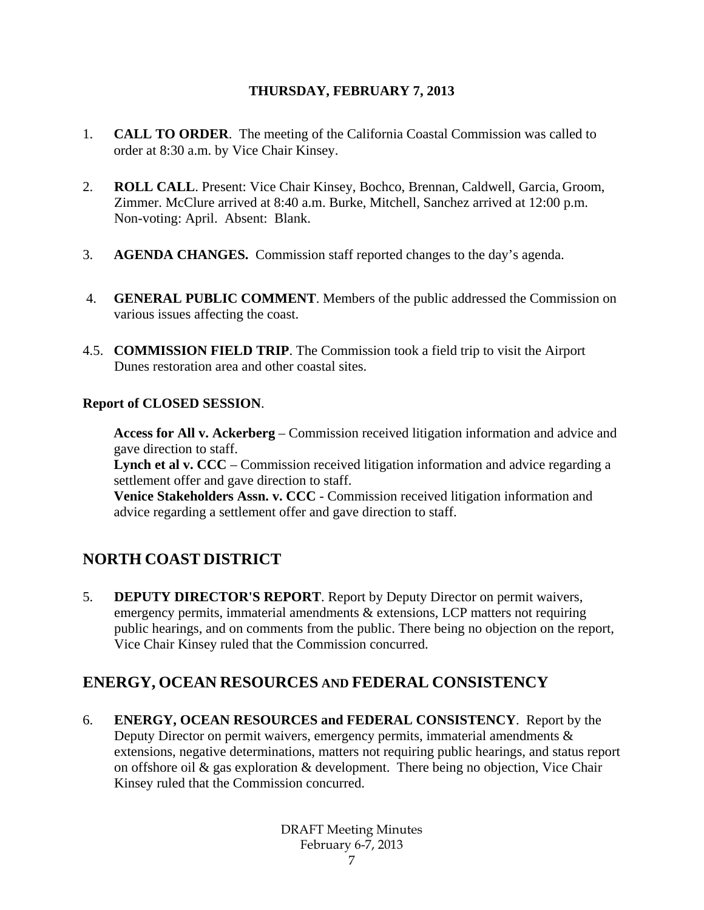**THURSDAY, FEBRUARY 7, 2013**

1. **CALL TO ORDER**. The meeting of the California Coastal Commission was called to order at 8:30 a.m. by Vice Chair Kinsey.

2. **ROLL CALL**. Present: Vice Chair Kinsey, Bochco, Brennan, Caldwell, Garcia, Groom, Zimmer. McClure arrived at 8:40 a.m. Burke, Mitchell, Sanchez arrived at 12:00 p.m. Non-voting: April. Absent: Blank.

3. **AGENDA CHANGES.** Commission staff reported changes to the day's agenda.

4. **GENERAL PUBLIC COMMENT**. Members of the public addressed the Commission on various issues affecting the coast.

4.5. **COMMISSION FIELD TRIP**. The Commission took a field trip to visit the Airport Dunes restoration area and other coastal sites.

**Report of CLOSED SESSION**.

**Access for All v. Ackerberg** – Commission received litigation information and advice and gave direction to staff.
**Lynch et al v. CCC** – Commission received litigation information and advice regarding a settlement offer and gave direction to staff.
**Venice Stakeholders Assn. v. CCC** - Commission received litigation information and advice regarding a settlement offer and gave direction to staff.

## NORTH COAST DISTRICT

5. **DEPUTY DIRECTOR'S REPORT**. Report by Deputy Director on permit waivers, emergency permits, immaterial amendments & extensions, LCP matters not requiring public hearings, and on comments from the public. There being no objection on the report, Vice Chair Kinsey ruled that the Commission concurred.

## ENERGY, OCEAN RESOURCES AND FEDERAL CONSISTENCY

6. **ENERGY, OCEAN RESOURCES and FEDERAL CONSISTENCY**. Report by the Deputy Director on permit waivers, emergency permits, immaterial amendments & extensions, negative determinations, matters not requiring public hearings, and status report on offshore oil & gas exploration & development. There being no objection, Vice Chair Kinsey ruled that the Commission concurred.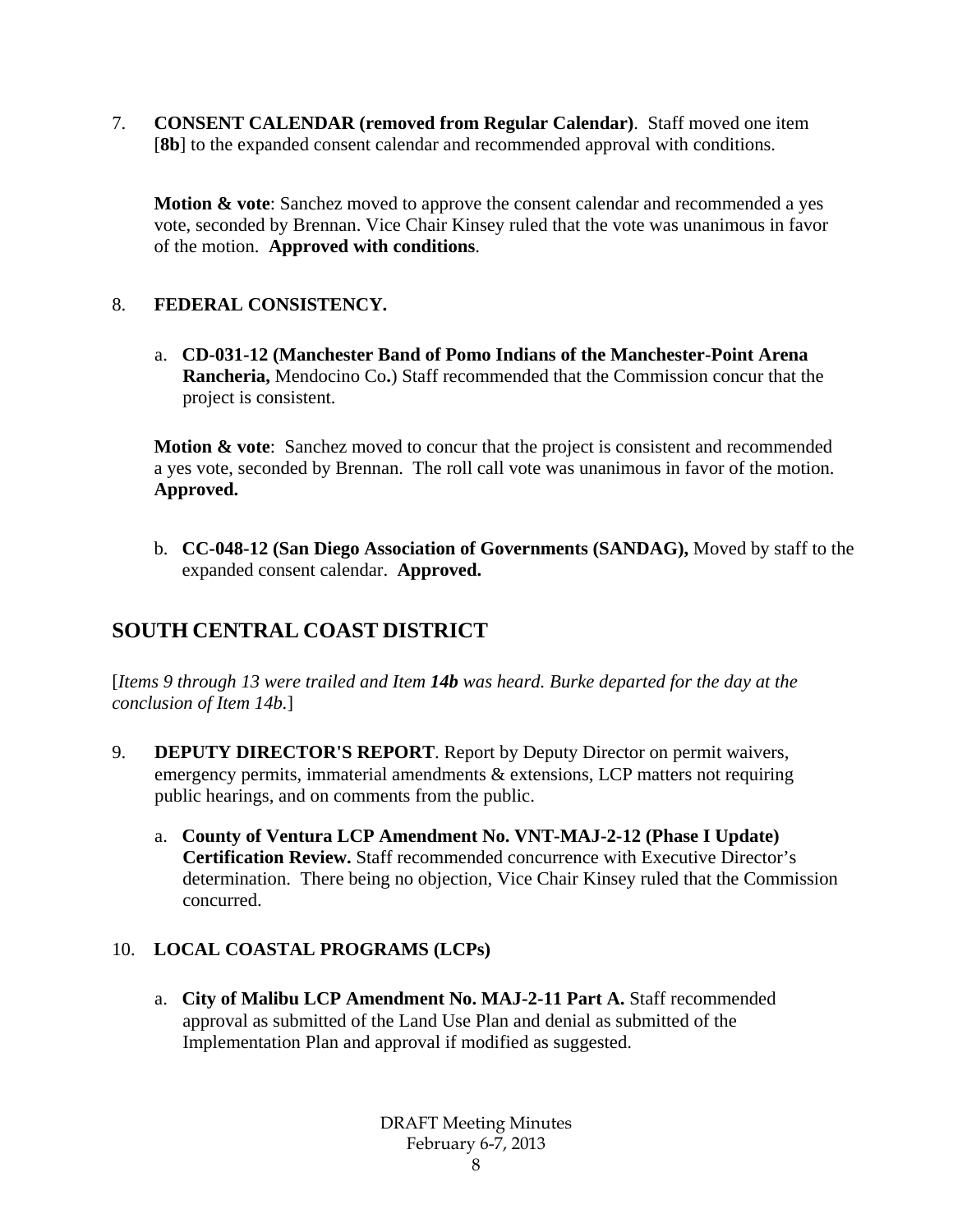7. **CONSENT CALENDAR (removed from Regular Calendar)**. Staff moved one item [**8b**] to the expanded consent calendar and recommended approval with conditions.

   **Motion & vote**: Sanchez moved to approve the consent calendar and recommended a yes vote, seconded by Brennan. Vice Chair Kinsey ruled that the vote was unanimous in favor of the motion. **Approved with conditions**.

8. **FEDERAL CONSISTENCY.**

   a. **CD-031-12 (Manchester Band of Pomo Indians of the Manchester-Point Arena Rancheria,** Mendocino Co**.**) Staff recommended that the Commission concur that the project is consistent.

   **Motion & vote**: Sanchez moved to concur that the project is consistent and recommended a yes vote, seconded by Brennan. The roll call vote was unanimous in favor of the motion. **Approved.**

   b. **CC-048-12 (San Diego Association of Governments (SANDAG),** Moved by staff to the expanded consent calendar. **Approved.**

## SOUTH CENTRAL COAST DISTRICT

[*Items 9 through 13 were trailed and Item **14b** was heard. Burke departed for the day at the conclusion of Item 14b.*]

9. **DEPUTY DIRECTOR'S REPORT**. Report by Deputy Director on permit waivers, emergency permits, immaterial amendments & extensions, LCP matters not requiring public hearings, and on comments from the public.

   a. **County of Ventura LCP Amendment No. VNT-MAJ-2-12 (Phase I Update) Certification Review.** Staff recommended concurrence with Executive Director's determination. There being no objection, Vice Chair Kinsey ruled that the Commission concurred.

10. **LOCAL COASTAL PROGRAMS (LCPs)**

    a. **City of Malibu LCP Amendment No. MAJ-2-11 Part A.** Staff recommended approval as submitted of the Land Use Plan and denial as submitted of the Implementation Plan and approval if modified as suggested.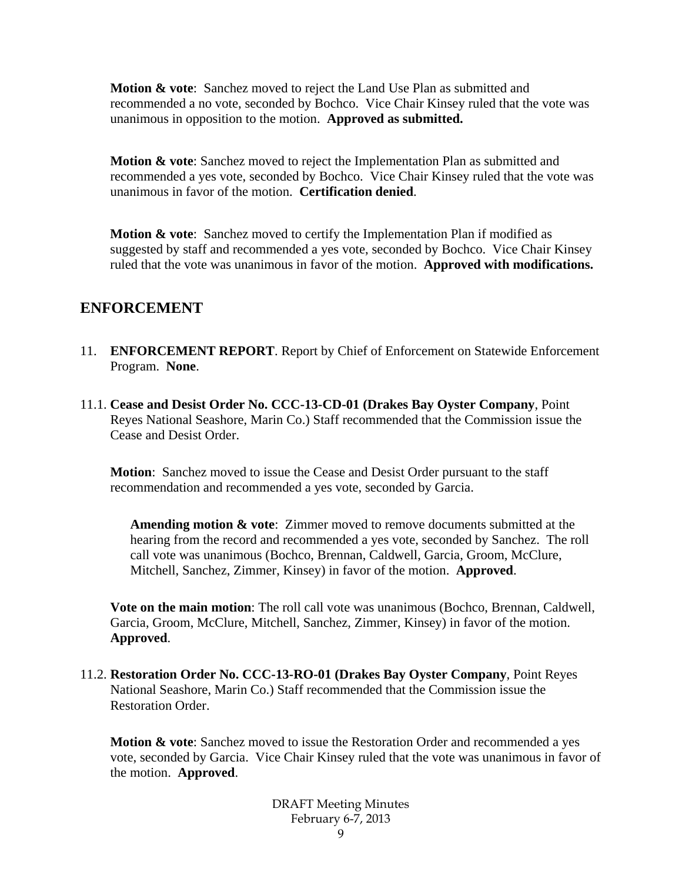**Motion & vote**: Sanchez moved to reject the Land Use Plan as submitted and recommended a no vote, seconded by Bochco. Vice Chair Kinsey ruled that the vote was unanimous in opposition to the motion. **Approved as submitted.**

**Motion & vote**: Sanchez moved to reject the Implementation Plan as submitted and recommended a yes vote, seconded by Bochco. Vice Chair Kinsey ruled that the vote was unanimous in favor of the motion. **Certification denied**.

**Motion & vote**: Sanchez moved to certify the Implementation Plan if modified as suggested by staff and recommended a yes vote, seconded by Bochco. Vice Chair Kinsey ruled that the vote was unanimous in favor of the motion. **Approved with modifications.**

## ENFORCEMENT

11. **ENFORCEMENT REPORT**. Report by Chief of Enforcement on Statewide Enforcement Program. **None**.

11.1. **Cease and Desist Order No. CCC-13-CD-01 (Drakes Bay Oyster Company**, Point Reyes National Seashore, Marin Co.) Staff recommended that the Commission issue the Cease and Desist Order.

**Motion**: Sanchez moved to issue the Cease and Desist Order pursuant to the staff recommendation and recommended a yes vote, seconded by Garcia.

**Amending motion & vote**: Zimmer moved to remove documents submitted at the hearing from the record and recommended a yes vote, seconded by Sanchez. The roll call vote was unanimous (Bochco, Brennan, Caldwell, Garcia, Groom, McClure, Mitchell, Sanchez, Zimmer, Kinsey) in favor of the motion. **Approved**.

**Vote on the main motion**: The roll call vote was unanimous (Bochco, Brennan, Caldwell, Garcia, Groom, McClure, Mitchell, Sanchez, Zimmer, Kinsey) in favor of the motion. **Approved**.

11.2. **Restoration Order No. CCC-13-RO-01 (Drakes Bay Oyster Company**, Point Reyes National Seashore, Marin Co.) Staff recommended that the Commission issue the Restoration Order.

**Motion & vote**: Sanchez moved to issue the Restoration Order and recommended a yes vote, seconded by Garcia. Vice Chair Kinsey ruled that the vote was unanimous in favor of the motion. **Approved**.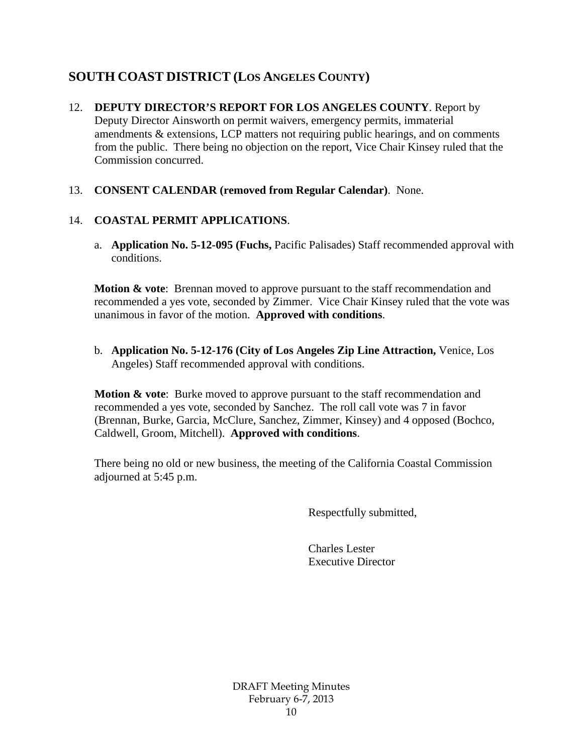## SOUTH COAST DISTRICT (LOS ANGELES COUNTY)

12. **DEPUTY DIRECTOR'S REPORT FOR LOS ANGELES COUNTY**. Report by Deputy Director Ainsworth on permit waivers, emergency permits, immaterial amendments & extensions, LCP matters not requiring public hearings, and on comments from the public. There being no objection on the report, Vice Chair Kinsey ruled that the Commission concurred.

13. **CONSENT CALENDAR (removed from Regular Calendar)**. None.

14. **COASTAL PERMIT APPLICATIONS**.

    a. **Application No. 5-12-095 (Fuchs,** Pacific Palisades) Staff recommended approval with conditions.

    **Motion & vote**: Brennan moved to approve pursuant to the staff recommendation and recommended a yes vote, seconded by Zimmer. Vice Chair Kinsey ruled that the vote was unanimous in favor of the motion. **Approved with conditions**.

    b. **Application No. 5-12-176 (City of Los Angeles Zip Line Attraction,** Venice, Los Angeles) Staff recommended approval with conditions.

    **Motion & vote**: Burke moved to approve pursuant to the staff recommendation and recommended a yes vote, seconded by Sanchez. The roll call vote was 7 in favor (Brennan, Burke, Garcia, McClure, Sanchez, Zimmer, Kinsey) and 4 opposed (Bochco, Caldwell, Groom, Mitchell). **Approved with conditions**.

There being no old or new business, the meeting of the California Coastal Commission adjourned at 5:45 p.m.

Respectfully submitted,

Charles Lester
Executive Director